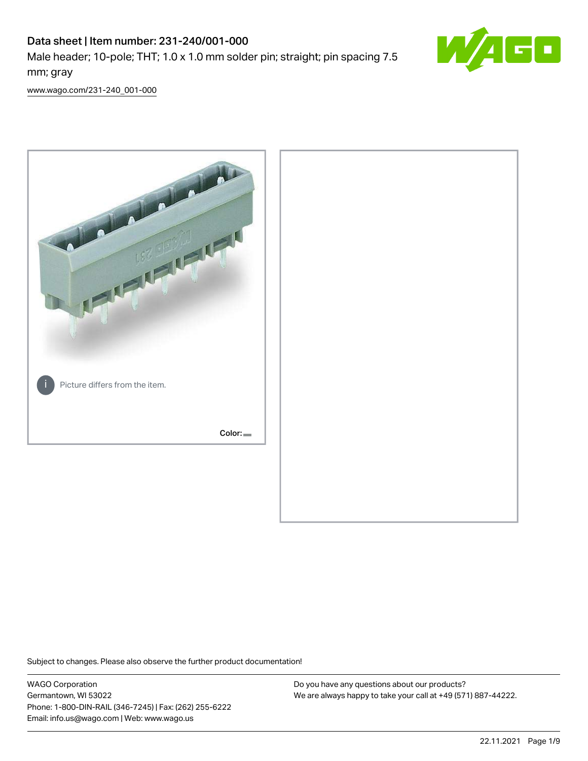# Data sheet | Item number: 231-240/001-000

Male header; 10-pole; THT; 1.0 x 1.0 mm solder pin; straight; pin spacing 7.5 mm; gray

[www.wago.com/231-240_001-000](www.wago.com/231-240_001-000)

Picture differs from the item.

Color:

Subject to changes. Please also observe the further product documentation!

WAGO Corporation
Germantown, WI 53022
Phone: 1-800-DIN-RAIL (346-7245) | Fax: (262) 255-6222
Email: info.us@wago.com | Web: www.wago.us

Do you have any questions about our products?
We are always happy to take your call at +49 (571) 887-44222.

22.11.2021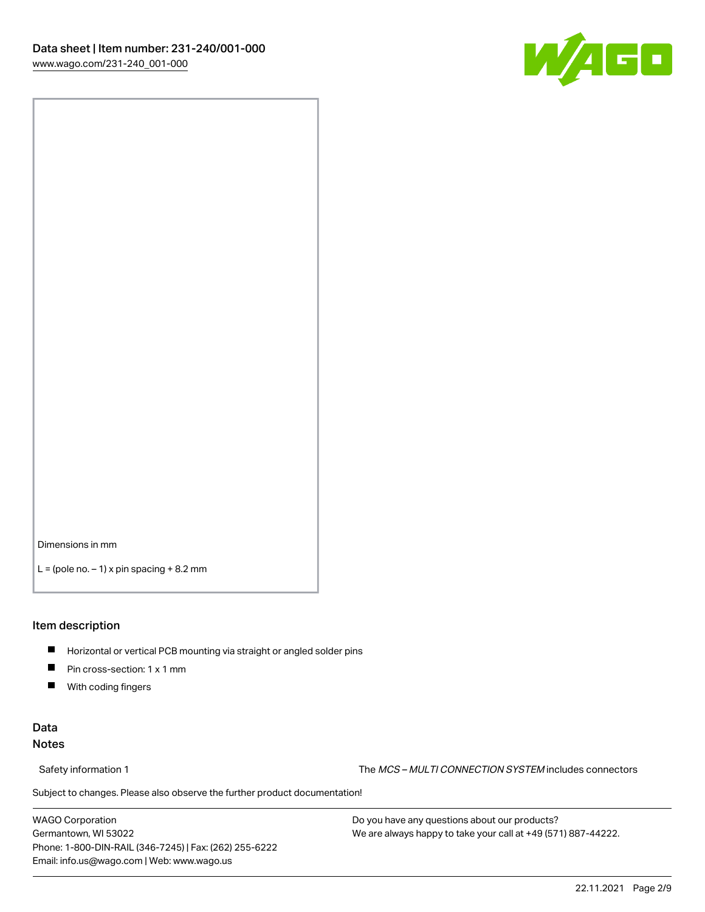Dimensions in mm

L = (pole no. – 1) x pin spacing + 8.2 mm

## Item description

- Horizontal or vertical PCB mounting via straight or angled solder pins
- Pin cross-section: 1 x 1 mm
- With coding fingers

## Data

### Notes

Safety information 1 The *MCS – MULTI CONNECTION SYSTEM* includes connectors

Subject to changes. Please also observe the further product documentation!

WAGO Corporation
Germantown, WI 53022
Phone: 1-800-DIN-RAIL (346-7245) | Fax: (262) 255-6222
Email: info.us@wago.com | Web: www.wago.us

Do you have any questions about our products?
We are always happy to take your call at +49 (571) 887-44222.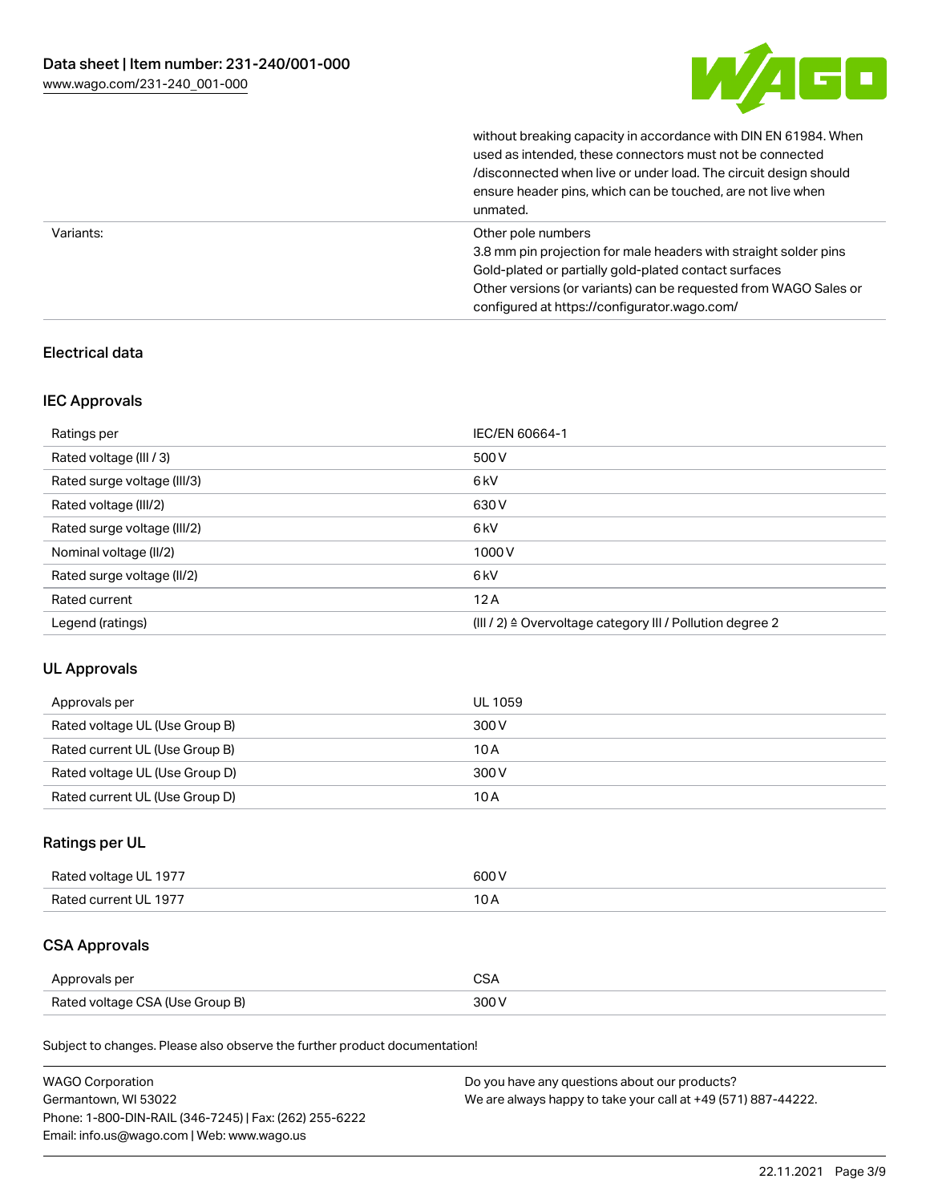| | |
|---|---|
| | without breaking capacity in accordance with DIN EN 61984. When used as intended, these connectors must not be connected /disconnected when live or under load. The circuit design should ensure header pins, which can be touched, are not live when unmated. |
| Variants: | Other pole numbers<br>3.8 mm pin projection for male headers with straight solder pins<br>Gold-plated or partially gold-plated contact surfaces<br>Other versions (or variants) can be requested from WAGO Sales or configured at https://configurator.wago.com/ |

## Electrical data

### IEC Approvals

| | |
|---|---|
| Ratings per | IEC/EN 60664-1 |
| Rated voltage (III / 3) | 500 V |
| Rated surge voltage (III/3) | 6 kV |
| Rated voltage (III/2) | 630 V |
| Rated surge voltage (III/2) | 6 kV |
| Nominal voltage (II/2) | 1000 V |
| Rated surge voltage (II/2) | 6 kV |
| Rated current | 12 A |
| Legend (ratings) | (III / 2) ≙ Overvoltage category III / Pollution degree 2 |

### UL Approvals

| | |
|---|---|
| Approvals per | UL 1059 |
| Rated voltage UL (Use Group B) | 300 V |
| Rated current UL (Use Group B) | 10 A |
| Rated voltage UL (Use Group D) | 300 V |
| Rated current UL (Use Group D) | 10 A |

### Ratings per UL

| | |
|---|---|
| Rated voltage UL 1977 | 600 V |
| Rated current UL 1977 | 10 A |

### CSA Approvals

| | |
|---|---|
| Approvals per | CSA |
| Rated voltage CSA (Use Group B) | 300 V |

Subject to changes. Please also observe the further product documentation!

WAGO Corporation
Germantown, WI 53022
Phone: 1-800-DIN-RAIL (346-7245) | Fax: (262) 255-6222
Email: info.us@wago.com | Web: www.wago.us

Do you have any questions about our products?
We are always happy to take your call at +49 (571) 887-44222.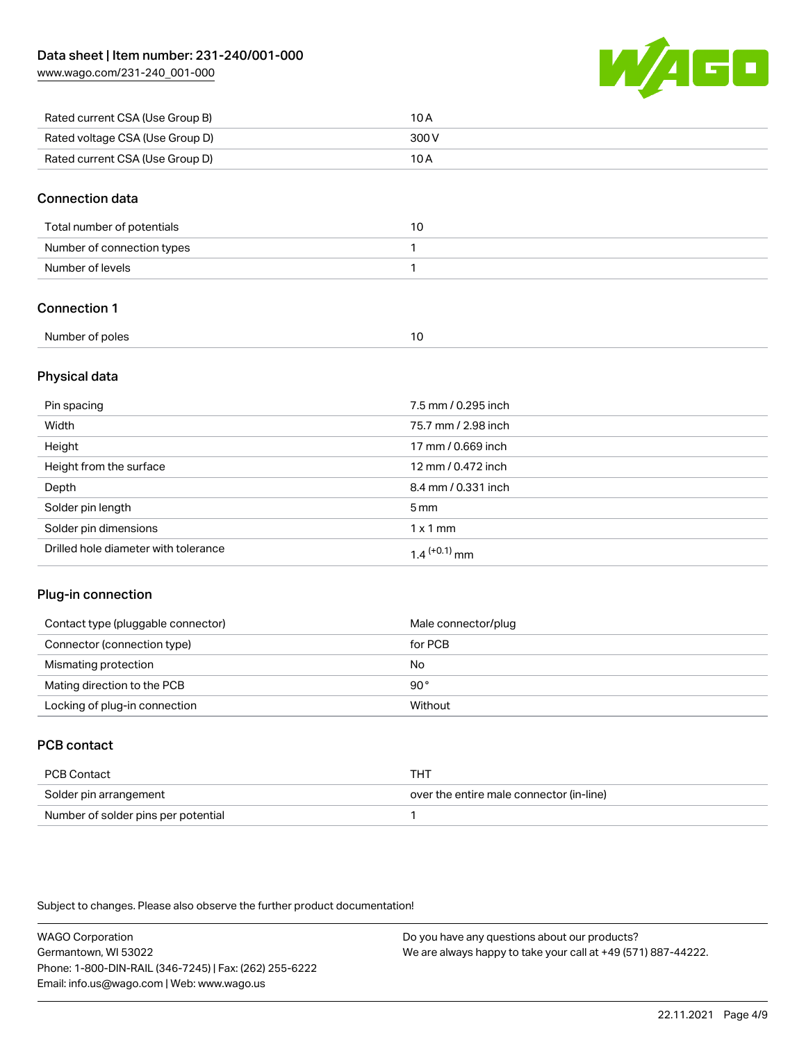| Rated current CSA (Use Group B) | 10 A |
| --- | --- |
| Rated voltage CSA (Use Group D) | 300 V |
| Rated current CSA (Use Group D) | 10 A |

## Connection data

| Total number of potentials | 10 |
| --- | --- |
| Number of connection types | 1 |
| Number of levels | 1 |

## Connection 1

| Number of poles | 10 |
| --- | --- |

## Physical data

| Pin spacing | 7.5 mm / 0.295 inch |
| --- | --- |
| Width | 75.7 mm / 2.98 inch |
| Height | 17 mm / 0.669 inch |
| Height from the surface | 12 mm / 0.472 inch |
| Depth | 8.4 mm / 0.331 inch |
| Solder pin length | 5 mm |
| Solder pin dimensions | 1 x 1 mm |
| Drilled hole diameter with tolerance | $1.4^{(+0.1)}$ mm |

## Plug-in connection

| Contact type (pluggable connector) | Male connector/plug |
| --- | --- |
| Connector (connection type) | for PCB |
| Mismating protection | No |
| Mating direction to the PCB | 90° |
| Locking of plug-in connection | Without |

## PCB contact

| PCB Contact | THT |
| --- | --- |
| Solder pin arrangement | over the entire male connector (in-line) |
| Number of solder pins per potential | 1 |

Subject to changes. Please also observe the further product documentation!

WAGO Corporation
Germantown, WI 53022
Phone: 1-800-DIN-RAIL (346-7245) | Fax: (262) 255-6222
Email: info.us@wago.com | Web: www.wago.us

Do you have any questions about our products?
We are always happy to take your call at +49 (571) 887-44222.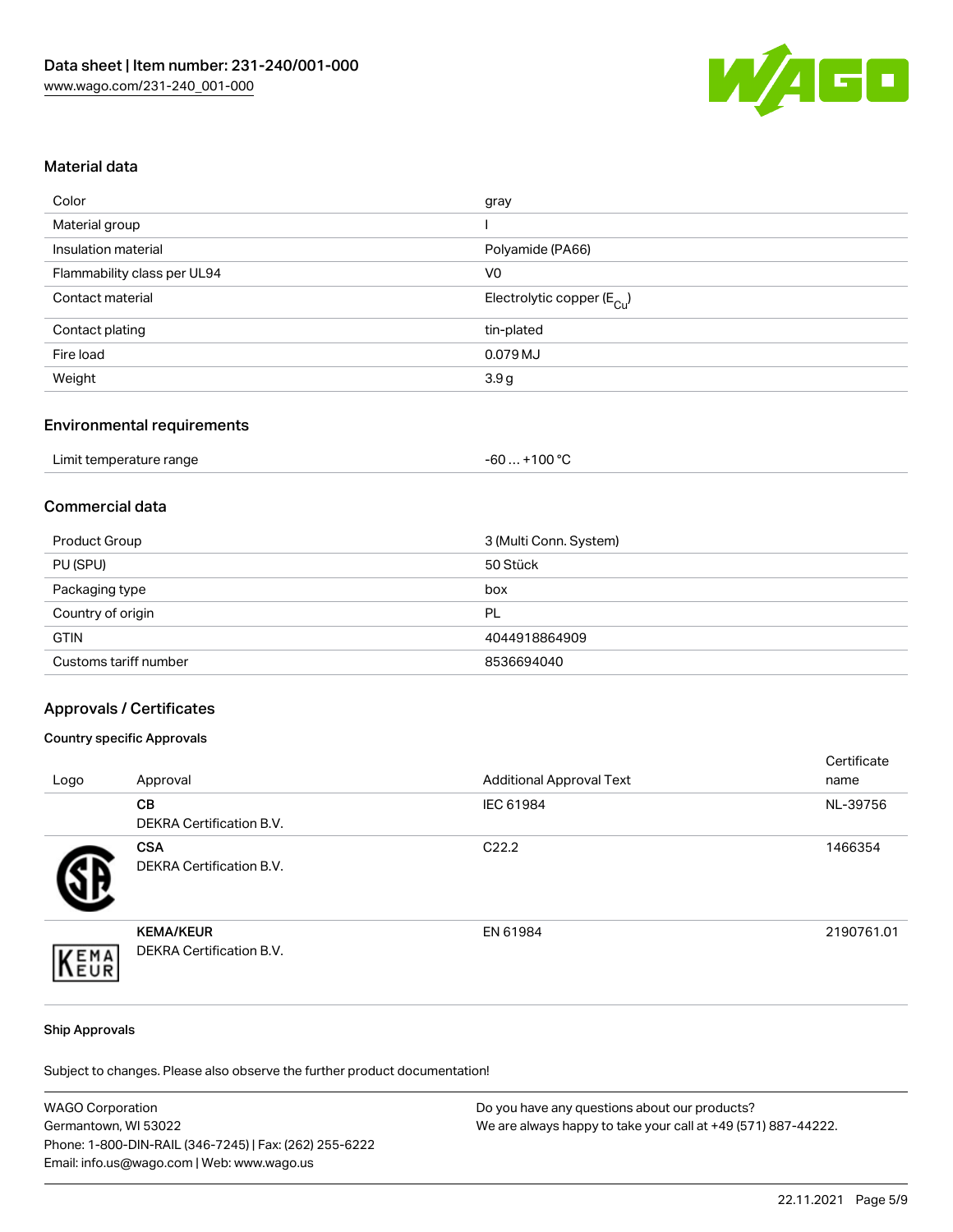## Material data

| | |
|---|---|
| Color | gray |
| Material group | I |
| Insulation material | Polyamide (PA66) |
| Flammability class per UL94 | V0 |
| Contact material | Electrolytic copper ($E_{Cu}$) |
| Contact plating | tin-plated |
| Fire load | 0.079 MJ |
| Weight | 3.9 g |

## Environmental requirements

| | |
|---|---|
| Limit temperature range | -60 … +100 °C |

## Commercial data

| | |
|---|---|
| Product Group | 3 (Multi Conn. System) |
| PU (SPU) | 50 Stück |
| Packaging type | box |
| Country of origin | PL |
| GTIN | 4044918864909 |
| Customs tariff number | 8536694040 |

## Approvals / Certificates

### Country specific Approvals

| Logo | Approval | Additional Approval Text | Certificate name |
|---|---|---|---|
| | **CB** DEKRA Certification B.V. | IEC 61984 | NL-39756 |
| | **CSA** DEKRA Certification B.V. | C22.2 | 1466354 |
| | **KEMA/KEUR** DEKRA Certification B.V. | EN 61984 | 2190761.01 |

### Ship Approvals

Subject to changes. Please also observe the further product documentation!

WAGO Corporation
Germantown, WI 53022
Phone: 1-800-DIN-RAIL (346-7245) | Fax: (262) 255-6222
Email: info.us@wago.com | Web: www.wago.us

Do you have any questions about our products?
We are always happy to take your call at +49 (571) 887-44222.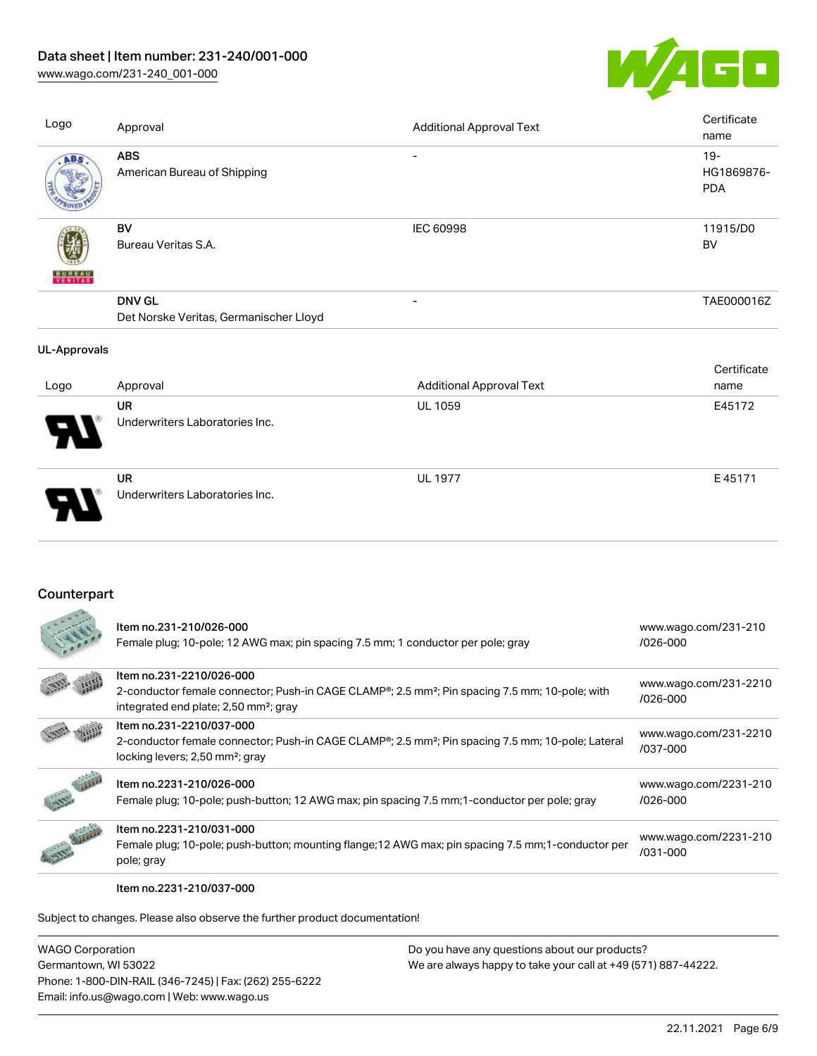| Logo | Approval | Additional Approval Text | Certificate name |
|---|---|---|---|
| | **ABS**<br>American Bureau of Shipping | - | 19-HG1869876-PDA |
| | **BV**<br>Bureau Veritas S.A. | IEC 60998 | 11915/D0 BV |
| | **DNV GL**<br>Det Norske Veritas, Germanischer Lloyd | - | TAE000016Z |

**UL-Approvals**

| Logo | Approval | Additional Approval Text | Certificate name |
|---|---|---|---|
| | **UR**<br>Underwriters Laboratories Inc. | UL 1059 | E45172 |
| | **UR**<br>Underwriters Laboratories Inc. | UL 1977 | E 45171 |

## Counterpart

| | | |
|---|---|---|
| | Item no.231-210/026-000<br>Female plug; 10-pole; 12 AWG max; pin spacing 7.5 mm; 1 conductor per pole; gray | www.wago.com/231-210/026-000 |
| | Item no.231-2210/026-000<br>2-conductor female connector; Push-in CAGE CLAMP®; 2.5 mm²; Pin spacing 7.5 mm; 10-pole; with integrated end plate; 2,50 mm²; gray | www.wago.com/231-2210/026-000 |
| | Item no.231-2210/037-000<br>2-conductor female connector; Push-in CAGE CLAMP®; 2.5 mm²; Pin spacing 7.5 mm; 10-pole; Lateral locking levers; 2,50 mm²; gray | www.wago.com/231-2210/037-000 |
| | Item no.2231-210/026-000<br>Female plug; 10-pole; push-button; 12 AWG max; pin spacing 7.5 mm;1-conductor per pole; gray | www.wago.com/2231-210/026-000 |
| | Item no.2231-210/031-000<br>Female plug; 10-pole; push-button; mounting flange;12 AWG max; pin spacing 7.5 mm;1-conductor per pole; gray | www.wago.com/2231-210/031-000 |
| | Item no.2231-210/037-000 | |

Subject to changes. Please also observe the further product documentation!

WAGO Corporation
Germantown, WI 53022
Phone: 1-800-DIN-RAIL (346-7245) | Fax: (262) 255-6222
Email: info.us@wago.com | Web: www.wago.us

Do you have any questions about our products?
We are always happy to take your call at +49 (571) 887-44222.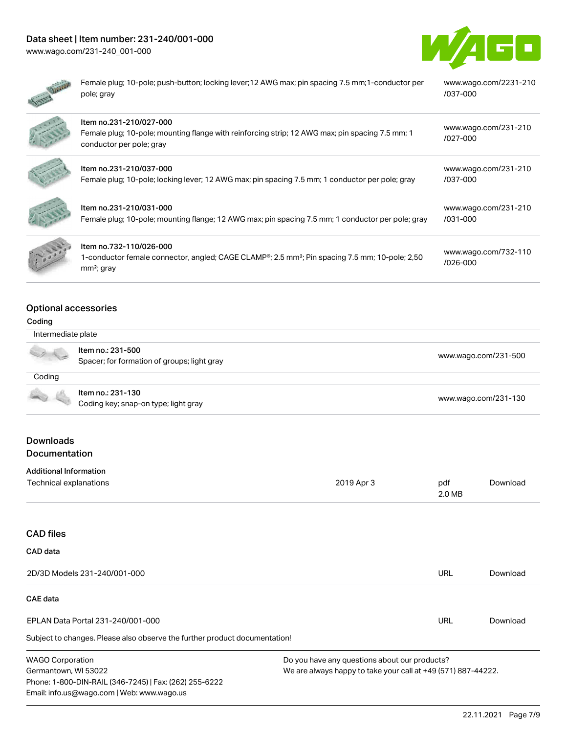| | | |
|---|---|---|
| | Female plug; 10-pole; push-button; locking lever;12 AWG max; pin spacing 7.5 mm;1-conductor per pole; gray | www.wago.com/2231-210/037-000 |
| | Item no.231-210/027-000<br>Female plug; 10-pole; mounting flange with reinforcing strip; 12 AWG max; pin spacing 7.5 mm; 1 conductor per pole; gray | www.wago.com/231-210/027-000 |
| | Item no.231-210/037-000<br>Female plug; 10-pole; locking lever; 12 AWG max; pin spacing 7.5 mm; 1 conductor per pole; gray | www.wago.com/231-210/037-000 |
| | Item no.231-210/031-000<br>Female plug; 10-pole; mounting flange; 12 AWG max; pin spacing 7.5 mm; 1 conductor per pole; gray | www.wago.com/231-210/031-000 |
| | Item no.732-110/026-000<br>1-conductor female connector, angled; CAGE CLAMP®; 2.5 mm²; Pin spacing 7.5 mm; 10-pole; 2,50 mm²; gray | www.wago.com/732-110/026-000 |

## Optional accessories

### Coding

Intermediate plate

| | | |
|---|---|---|
| | Item no.: 231-500<br>Spacer; for formation of groups; light gray | www.wago.com/231-500 |

Coding

| | | |
|---|---|---|
| | Item no.: 231-130<br>Coding key; snap-on type; light gray | www.wago.com/231-130 |

## Downloads

## Documentation

### Additional Information

| | | | |
|---|---|---|---|
| Technical explanations | 2019 Apr 3 | pdf<br>2.0 MB | Download |

## CAD files

### CAD data

| | | |
|---|---|---|
| 2D/3D Models 231-240/001-000 | URL | Download |

### CAE data

| | | |
|---|---|---|
| EPLAN Data Portal 231-240/001-000 | URL | Download |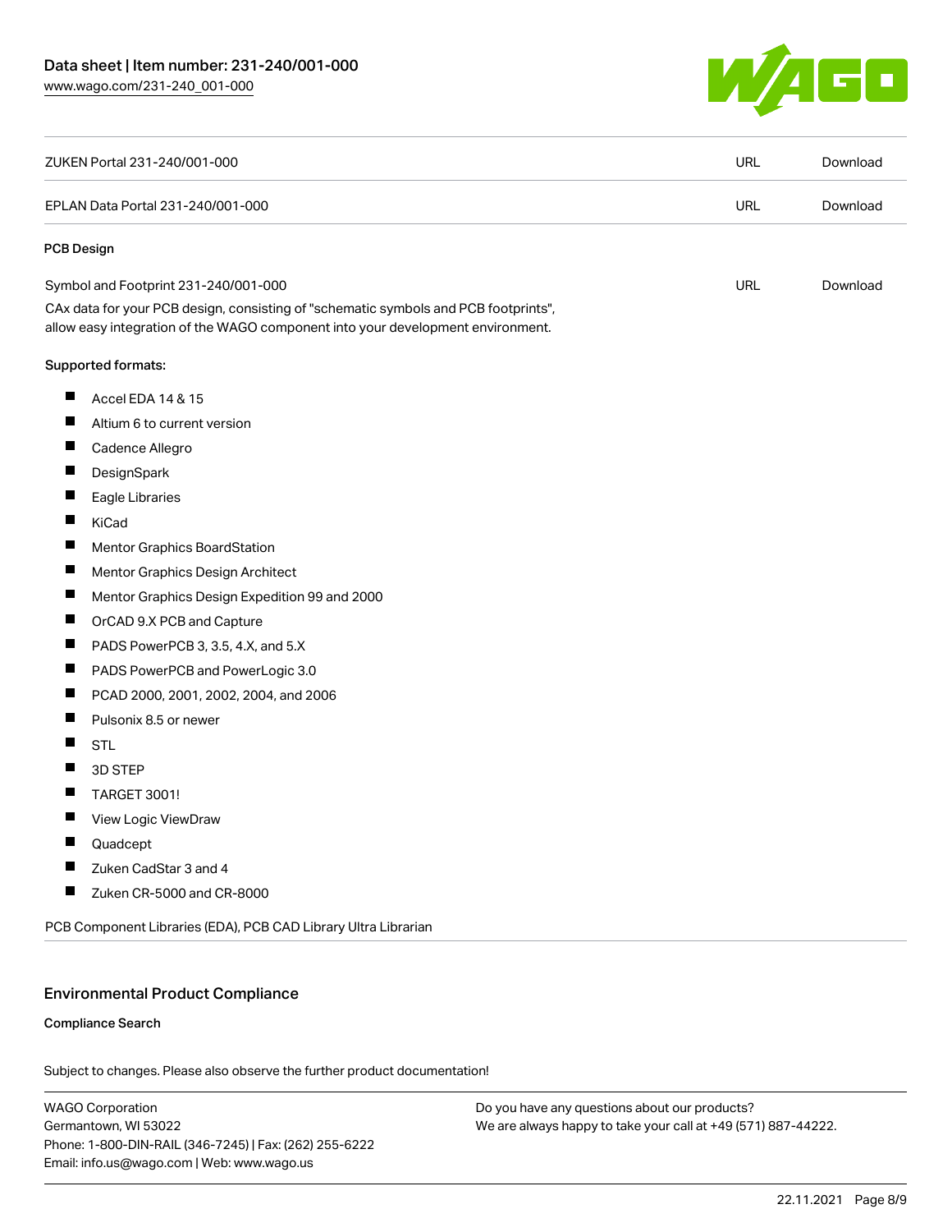| | | |
|---|---|---|
| ZUKEN Portal 231-240/001-000 | URL | Download |
| EPLAN Data Portal 231-240/001-000 | URL | Download |

**PCB Design**

| | | |
|---|---|---|
| Symbol and Footprint 231-240/001-000 | URL | Download |

CAx data for your PCB design, consisting of "schematic symbols and PCB footprints", allow easy integration of the WAGO component into your development environment.

**Supported formats:**

- Accel EDA 14 & 15
- Altium 6 to current version
- Cadence Allegro
- DesignSpark
- Eagle Libraries
- KiCad
- Mentor Graphics BoardStation
- Mentor Graphics Design Architect
- Mentor Graphics Design Expedition 99 and 2000
- OrCAD 9.X PCB and Capture
- PADS PowerPCB 3, 3.5, 4.X, and 5.X
- PADS PowerPCB and PowerLogic 3.0
- PCAD 2000, 2001, 2002, 2004, and 2006
- Pulsonix 8.5 or newer
- STL
- 3D STEP
- TARGET 3001!
- View Logic ViewDraw
- Quadcept
- Zuken CadStar 3 and 4
- Zuken CR-5000 and CR-8000

PCB Component Libraries (EDA), PCB CAD Library Ultra Librarian

## Environmental Product Compliance

**Compliance Search**

Subject to changes. Please also observe the further product documentation!

WAGO Corporation
Germantown, WI 53022
Phone: 1-800-DIN-RAIL (346-7245) | Fax: (262) 255-6222
Email: info.us@wago.com | Web: www.wago.us

Do you have any questions about our products?
We are always happy to take your call at +49 (571) 887-44222.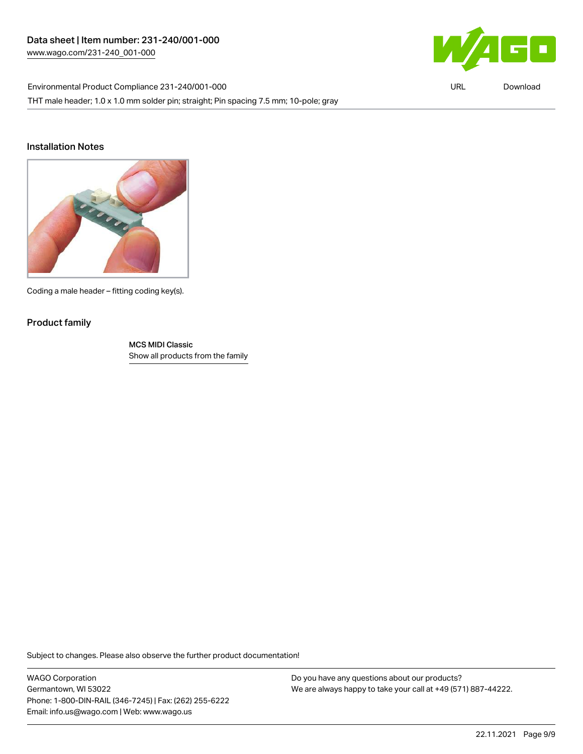Environmental Product Compliance 231-240/001-000 URL Download

THT male header; 1.0 x 1.0 mm solder pin; straight; Pin spacing 7.5 mm; 10-pole; gray

## Installation Notes

Coding a male header – fitting coding key(s).

## Product family

MCS MIDI Classic
Show all products from the family

Subject to changes. Please also observe the further product documentation!

WAGO Corporation
Germantown, WI 53022
Phone: 1-800-DIN-RAIL (346-7245) | Fax: (262) 255-6222
Email: info.us@wago.com | Web: www.wago.us

Do you have any questions about our products?
We are always happy to take your call at +49 (571) 887-44222.

22.11.2021